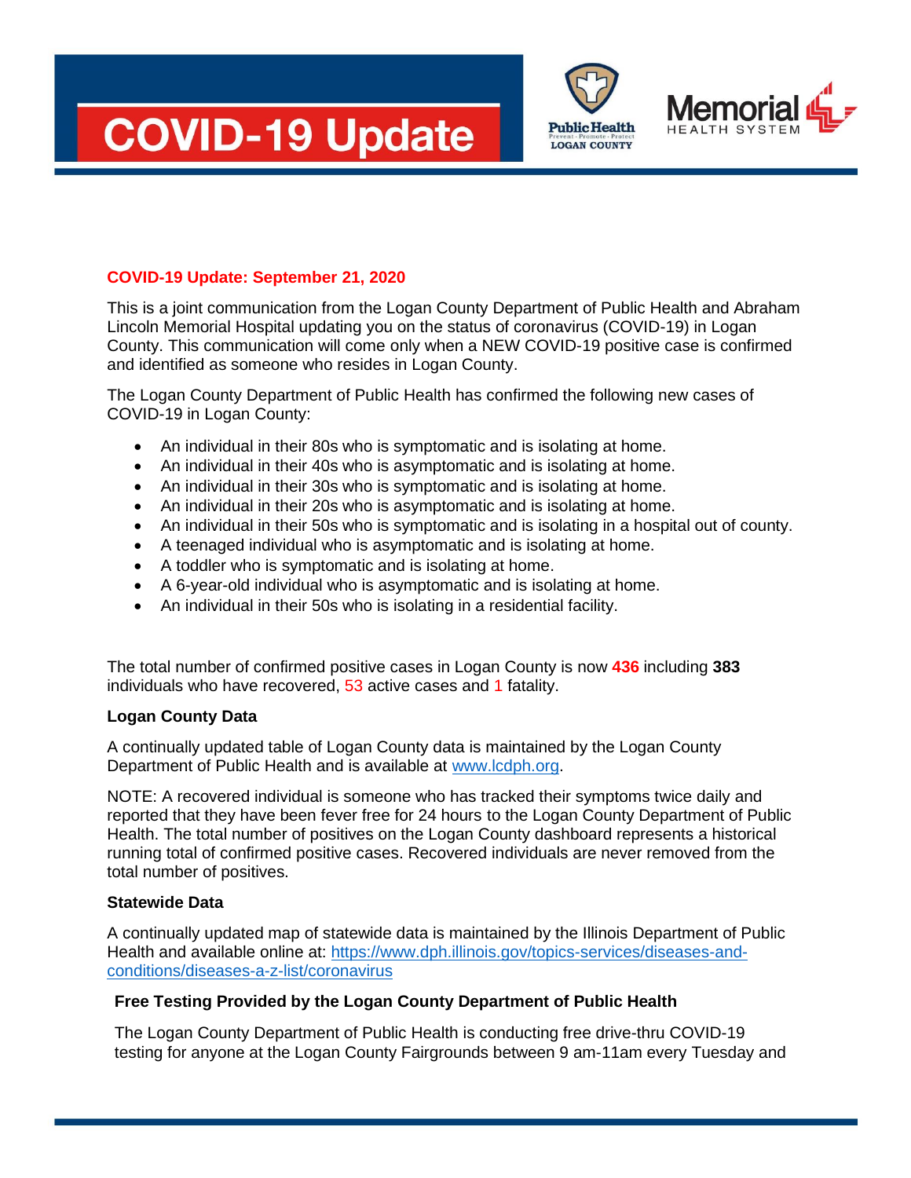# COVID-19 Update

Public Health LOGAN COUNTY

Memorial HEALTH SYSTEM

**COVID-19 Update: September 21, 2020**

This is a joint communication from the Logan County Department of Public Health and Abraham Lincoln Memorial Hospital updating you on the status of coronavirus (COVID-19) in Logan County. This communication will come only when a NEW COVID-19 positive case is confirmed and identified as someone who resides in Logan County.

The Logan County Department of Public Health has confirmed the following new cases of COVID-19 in Logan County:

- An individual in their 80s who is symptomatic and is isolating at home.
- An individual in their 40s who is asymptomatic and is isolating at home.
- An individual in their 30s who is symptomatic and is isolating at home.
- An individual in their 20s who is asymptomatic and is isolating at home.
- An individual in their 50s who is symptomatic and is isolating in a hospital out of county.
- A teenaged individual who is asymptomatic and is isolating at home.
- A toddler who is symptomatic and is isolating at home.
- A 6-year-old individual who is asymptomatic and is isolating at home.
- An individual in their 50s who is isolating in a residential facility.

The total number of confirmed positive cases in Logan County is now **436** including **383** individuals who have recovered, 53 active cases and 1 fatality.

**Logan County Data**

A continually updated table of Logan County data is maintained by the Logan County Department of Public Health and is available at [www.lcdph.org](www.lcdph.org).

NOTE: A recovered individual is someone who has tracked their symptoms twice daily and reported that they have been fever free for 24 hours to the Logan County Department of Public Health. The total number of positives on the Logan County dashboard represents a historical running total of confirmed positive cases. Recovered individuals are never removed from the total number of positives.

**Statewide Data**

A continually updated map of statewide data is maintained by the Illinois Department of Public Health and available online at: [https://www.dph.illinois.gov/topics-services/diseases-and-conditions/diseases-a-z-list/coronavirus](https://www.dph.illinois.gov/topics-services/diseases-and-conditions/diseases-a-z-list/coronavirus)

**Free Testing Provided by the Logan County Department of Public Health**

The Logan County Department of Public Health is conducting free drive-thru COVID-19 testing for anyone at the Logan County Fairgrounds between 9 am-11am every Tuesday and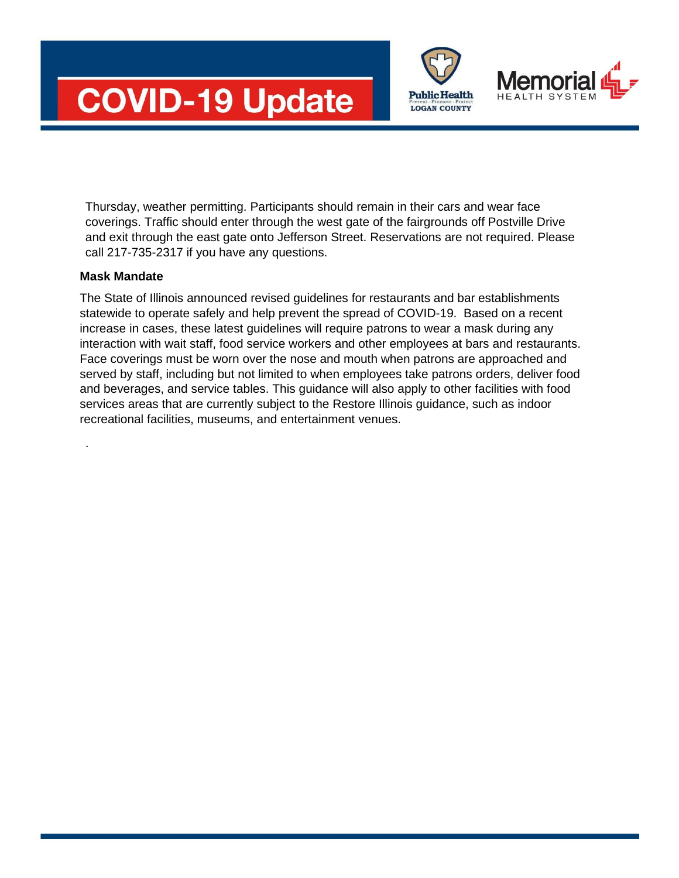Thursday, weather permitting. Participants should remain in their cars and wear face coverings. Traffic should enter through the west gate of the fairgrounds off Postville Drive and exit through the east gate onto Jefferson Street. Reservations are not required. Please call 217-735-2317 if you have any questions.

**Mask Mandate**

The State of Illinois announced revised guidelines for restaurants and bar establishments statewide to operate safely and help prevent the spread of COVID-19. Based on a recent increase in cases, these latest guidelines will require patrons to wear a mask during any interaction with wait staff, food service workers and other employees at bars and restaurants. Face coverings must be worn over the nose and mouth when patrons are approached and served by staff, including but not limited to when employees take patrons orders, deliver food and beverages, and service tables. This guidance will also apply to other facilities with food services areas that are currently subject to the Restore Illinois guidance, such as indoor recreational facilities, museums, and entertainment venues.

.